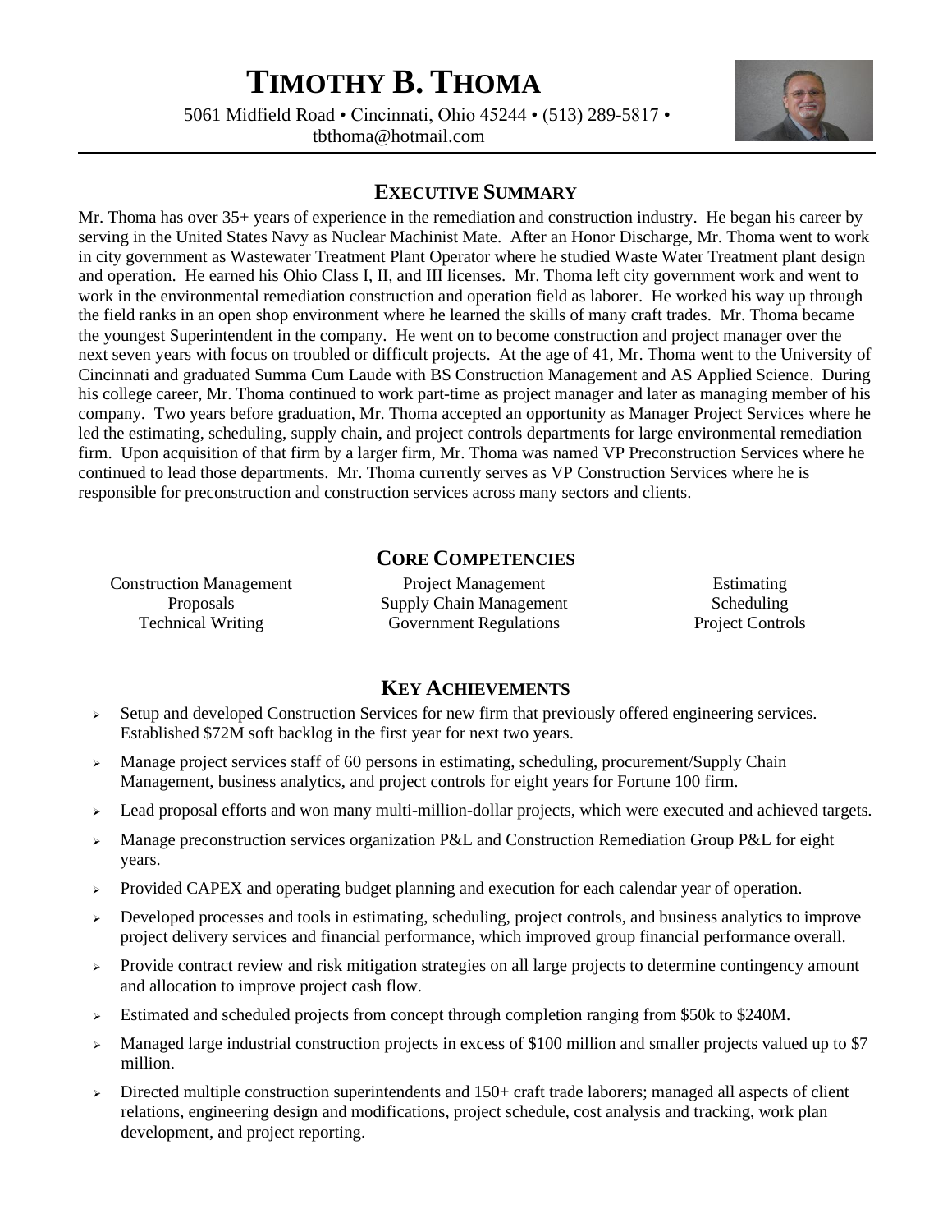# TIMOTHY B. THOMA

5061 Midfield Road • Cincinnati, Ohio 45244 • (513) 289-5817 • tbthoma@hotmail.com

## EXECUTIVE SUMMARY

Mr. Thoma has over 35+ years of experience in the remediation and construction industry. He began his career by serving in the United States Navy as Nuclear Machinist Mate. After an Honor Discharge, Mr. Thoma went to work in city government as Wastewater Treatment Plant Operator where he studied Waste Water Treatment plant design and operation. He earned his Ohio Class I, II, and III licenses. Mr. Thoma left city government work and went to work in the environmental remediation construction and operation field as laborer. He worked his way up through the field ranks in an open shop environment where he learned the skills of many craft trades. Mr. Thoma became the youngest Superintendent in the company. He went on to become construction and project manager over the next seven years with focus on troubled or difficult projects. At the age of 41, Mr. Thoma went to the University of Cincinnati and graduated Summa Cum Laude with BS Construction Management and AS Applied Science. During his college career, Mr. Thoma continued to work part-time as project manager and later as managing member of his company. Two years before graduation, Mr. Thoma accepted an opportunity as Manager Project Services where he led the estimating, scheduling, supply chain, and project controls departments for large environmental remediation firm. Upon acquisition of that firm by a larger firm, Mr. Thoma was named VP Preconstruction Services where he continued to lead those departments. Mr. Thoma currently serves as VP Construction Services where he is responsible for preconstruction and construction services across many sectors and clients.

## CORE COMPETENCIES

| | | |
|---|---|---|
| Construction Management | Project Management | Estimating |
| Proposals | Supply Chain Management | Scheduling |
| Technical Writing | Government Regulations | Project Controls |

## KEY ACHIEVEMENTS

- Setup and developed Construction Services for new firm that previously offered engineering services. Established $72M soft backlog in the first year for next two years.
- Manage project services staff of 60 persons in estimating, scheduling, procurement/Supply Chain Management, business analytics, and project controls for eight years for Fortune 100 firm.
- Lead proposal efforts and won many multi-million-dollar projects, which were executed and achieved targets.
- Manage preconstruction services organization P&L and Construction Remediation Group P&L for eight years.
- Provided CAPEX and operating budget planning and execution for each calendar year of operation.
- Developed processes and tools in estimating, scheduling, project controls, and business analytics to improve project delivery services and financial performance, which improved group financial performance overall.
- Provide contract review and risk mitigation strategies on all large projects to determine contingency amount and allocation to improve project cash flow.
- Estimated and scheduled projects from concept through completion ranging from $50k to $240M.
- Managed large industrial construction projects in excess of $100 million and smaller projects valued up to $7 million.
- Directed multiple construction superintendents and 150+ craft trade laborers; managed all aspects of client relations, engineering design and modifications, project schedule, cost analysis and tracking, work plan development, and project reporting.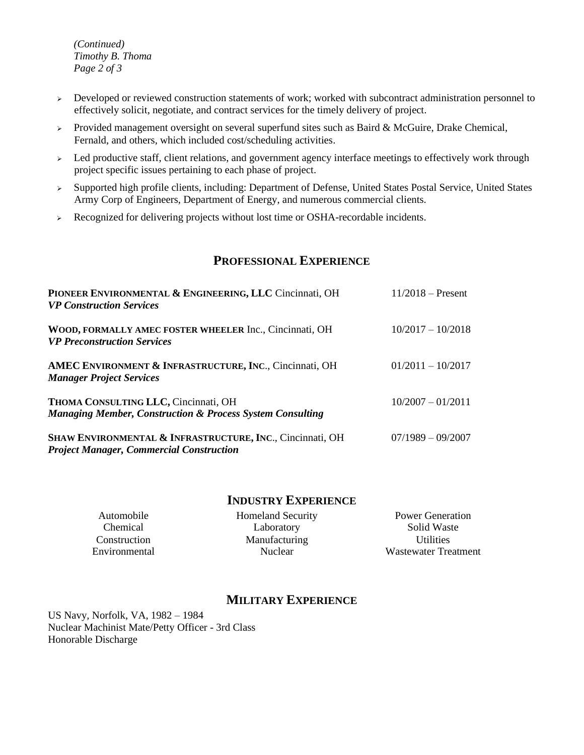- Developed or reviewed construction statements of work; worked with subcontract administration personnel to effectively solicit, negotiate, and contract services for the timely delivery of project.
- Provided management oversight on several superfund sites such as Baird & McGuire, Drake Chemical, Fernald, and others, which included cost/scheduling activities.
- Led productive staff, client relations, and government agency interface meetings to effectively work through project specific issues pertaining to each phase of project.
- Supported high profile clients, including: Department of Defense, United States Postal Service, United States Army Corp of Engineers, Department of Energy, and numerous commercial clients.
- Recognized for delivering projects without lost time or OSHA-recordable incidents.

## PROFESSIONAL EXPERIENCE

**PIONEER ENVIRONMENTAL & ENGINEERING, LLC** Cincinnati, OH — 11/2018 – Present
***VP Construction Services***

**WOOD, FORMALLY AMEC FOSTER WHEELER** Inc., Cincinnati, OH — 10/2017 – 10/2018
***VP Preconstruction Services***

**AMEC ENVIRONMENT & INFRASTRUCTURE, INC**., Cincinnati, OH — 01/2011 – 10/2017
***Manager Project Services***

**THOMA CONSULTING LLC,** Cincinnati, OH — 10/2007 – 01/2011
***Managing Member, Construction & Process System Consulting***

**SHAW ENVIRONMENTAL & INFRASTRUCTURE, INC**., Cincinnati, OH — 07/1989 – 09/2007
***Project Manager, Commercial Construction***

## INDUSTRY EXPERIENCE

| | | |
|---|---|---|
| Automobile | Homeland Security | Power Generation |
| Chemical | Laboratory | Solid Waste |
| Construction | Manufacturing | Utilities |
| Environmental | Nuclear | Wastewater Treatment |

## MILITARY EXPERIENCE

US Navy, Norfolk, VA, 1982 – 1984
Nuclear Machinist Mate/Petty Officer - 3rd Class
Honorable Discharge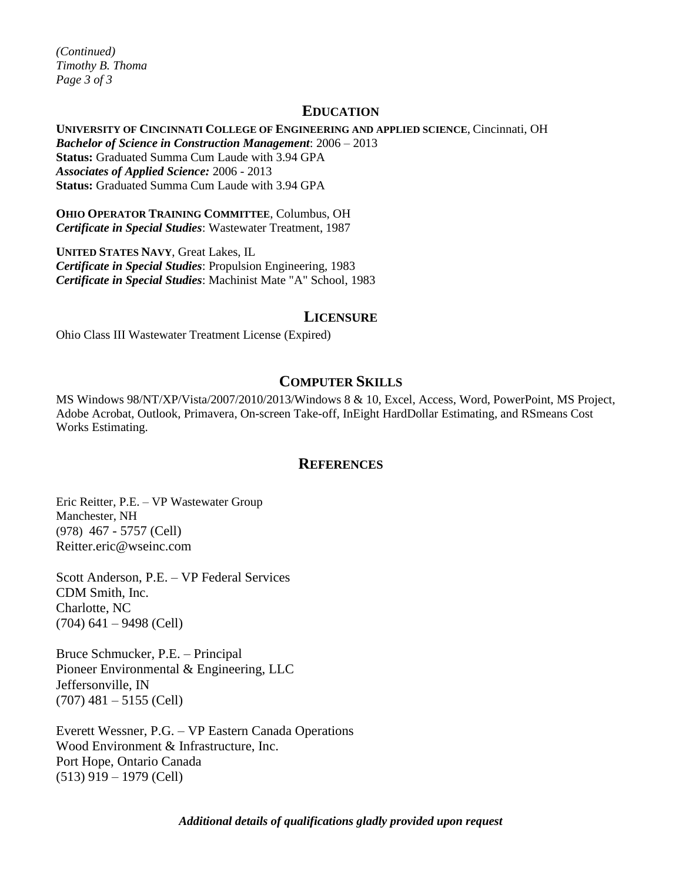## EDUCATION

**UNIVERSITY OF CINCINNATI COLLEGE OF ENGINEERING AND APPLIED SCIENCE**, Cincinnati, OH
***Bachelor of Science in Construction Management***: 2006 – 2013
**Status:** Graduated Summa Cum Laude with 3.94 GPA
***Associates of Applied Science:*** 2006 - 2013
**Status:** Graduated Summa Cum Laude with 3.94 GPA

**OHIO OPERATOR TRAINING COMMITTEE**, Columbus, OH
***Certificate in Special Studies***: Wastewater Treatment, 1987

**UNITED STATES NAVY**, Great Lakes, IL
***Certificate in Special Studies***: Propulsion Engineering, 1983
***Certificate in Special Studies***: Machinist Mate "A" School, 1983

## LICENSURE

Ohio Class III Wastewater Treatment License (Expired)

## COMPUTER SKILLS

MS Windows 98/NT/XP/Vista/2007/2010/2013/Windows 8 & 10, Excel, Access, Word, PowerPoint, MS Project, Adobe Acrobat, Outlook, Primavera, On-screen Take-off, InEight HardDollar Estimating, and RSmeans Cost Works Estimating.

## REFERENCES

Eric Reitter, P.E. – VP Wastewater Group
Manchester, NH
(978) 467 - 5757 (Cell)
Reitter.eric@wseinc.com

Scott Anderson, P.E. – VP Federal Services
CDM Smith, Inc.
Charlotte, NC
(704) 641 – 9498 (Cell)

Bruce Schmucker, P.E. – Principal
Pioneer Environmental & Engineering, LLC
Jeffersonville, IN
(707) 481 – 5155 (Cell)

Everett Wessner, P.G. – VP Eastern Canada Operations
Wood Environment & Infrastructure, Inc.
Port Hope, Ontario Canada
(513) 919 – 1979 (Cell)

***Additional details of qualifications gladly provided upon request***